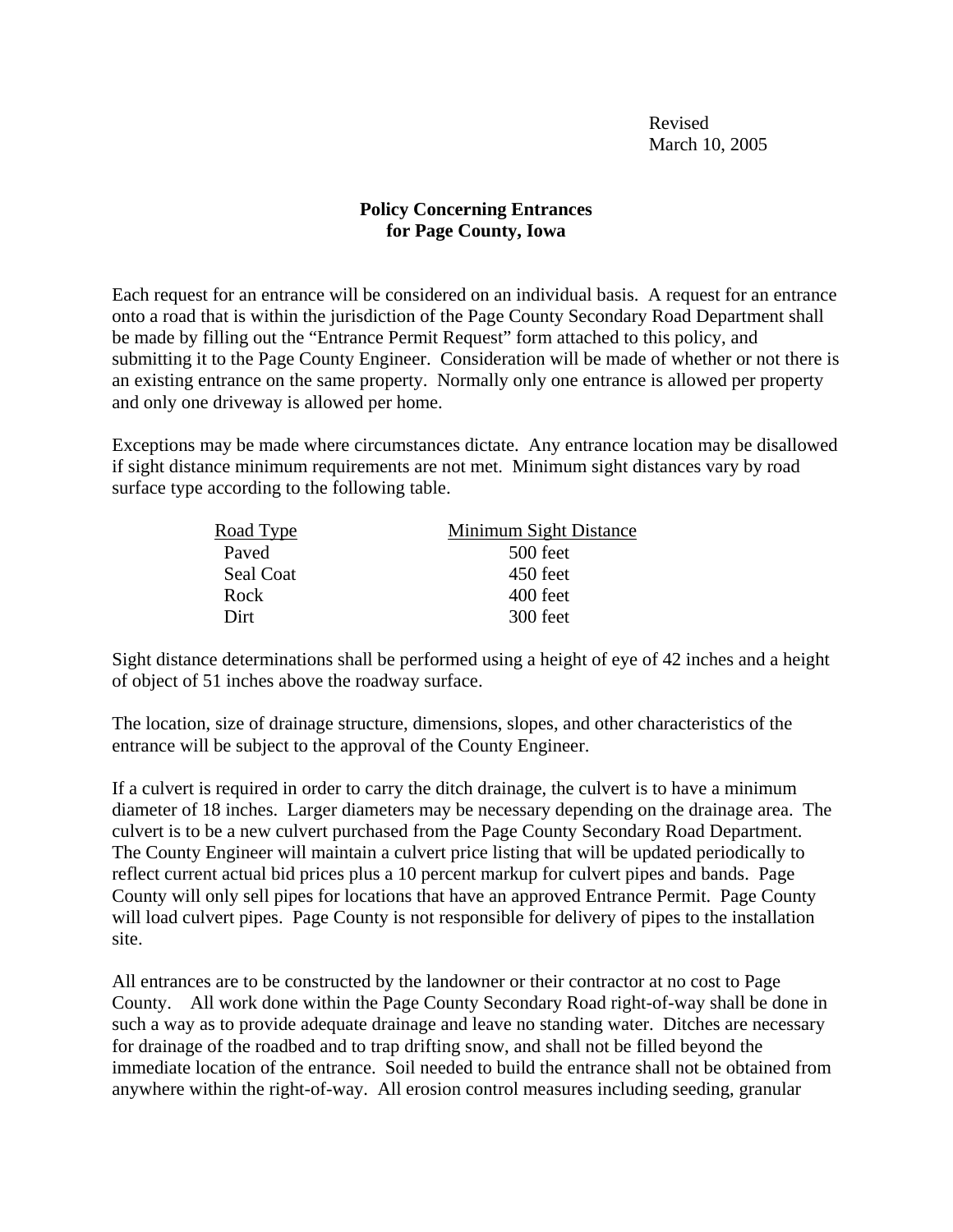Revised
March 10, 2005

**Policy Concerning Entrances for Page County, Iowa**

Each request for an entrance will be considered on an individual basis. A request for an entrance onto a road that is within the jurisdiction of the Page County Secondary Road Department shall be made by filling out the "Entrance Permit Request" form attached to this policy, and submitting it to the Page County Engineer. Consideration will be made of whether or not there is an existing entrance on the same property. Normally only one entrance is allowed per property and only one driveway is allowed per home.

Exceptions may be made where circumstances dictate. Any entrance location may be disallowed if sight distance minimum requirements are not met. Minimum sight distances vary by road surface type according to the following table.

| Road Type | Minimum Sight Distance |
|---|---|
| Paved | 500 feet |
| Seal Coat | 450 feet |
| Rock | 400 feet |
| Dirt | 300 feet |

Sight distance determinations shall be performed using a height of eye of 42 inches and a height of object of 51 inches above the roadway surface.

The location, size of drainage structure, dimensions, slopes, and other characteristics of the entrance will be subject to the approval of the County Engineer.

If a culvert is required in order to carry the ditch drainage, the culvert is to have a minimum diameter of 18 inches. Larger diameters may be necessary depending on the drainage area. The culvert is to be a new culvert purchased from the Page County Secondary Road Department. The County Engineer will maintain a culvert price listing that will be updated periodically to reflect current actual bid prices plus a 10 percent markup for culvert pipes and bands. Page County will only sell pipes for locations that have an approved Entrance Permit. Page County will load culvert pipes. Page County is not responsible for delivery of pipes to the installation site.

All entrances are to be constructed by the landowner or their contractor at no cost to Page County. All work done within the Page County Secondary Road right-of-way shall be done in such a way as to provide adequate drainage and leave no standing water. Ditches are necessary for drainage of the roadbed and to trap drifting snow, and shall not be filled beyond the immediate location of the entrance. Soil needed to build the entrance shall not be obtained from anywhere within the right-of-way. All erosion control measures including seeding, granular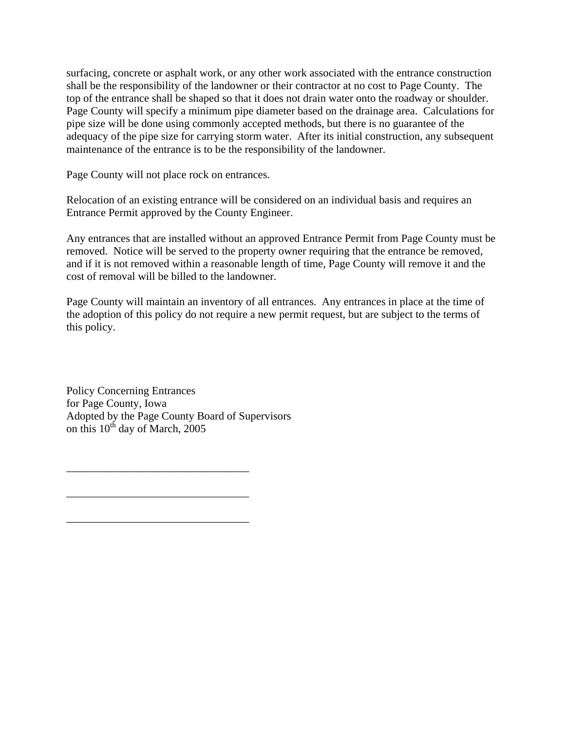surfacing, concrete or asphalt work, or any other work associated with the entrance construction shall be the responsibility of the landowner or their contractor at no cost to Page County. The top of the entrance shall be shaped so that it does not drain water onto the roadway or shoulder. Page County will specify a minimum pipe diameter based on the drainage area. Calculations for pipe size will be done using commonly accepted methods, but there is no guarantee of the adequacy of the pipe size for carrying storm water. After its initial construction, any subsequent maintenance of the entrance is to be the responsibility of the landowner.

Page County will not place rock on entrances.

Relocation of an existing entrance will be considered on an individual basis and requires an Entrance Permit approved by the County Engineer.

Any entrances that are installed without an approved Entrance Permit from Page County must be removed. Notice will be served to the property owner requiring that the entrance be removed, and if it is not removed within a reasonable length of time, Page County will remove it and the cost of removal will be billed to the landowner.

Page County will maintain an inventory of all entrances. Any entrances in place at the time of the adoption of this policy do not require a new permit request, but are subject to the terms of this policy.

Policy Concerning Entrances
for Page County, Iowa
Adopted by the Page County Board of Supervisors
on this 10th day of March, 2005

_________________________________

_________________________________

_________________________________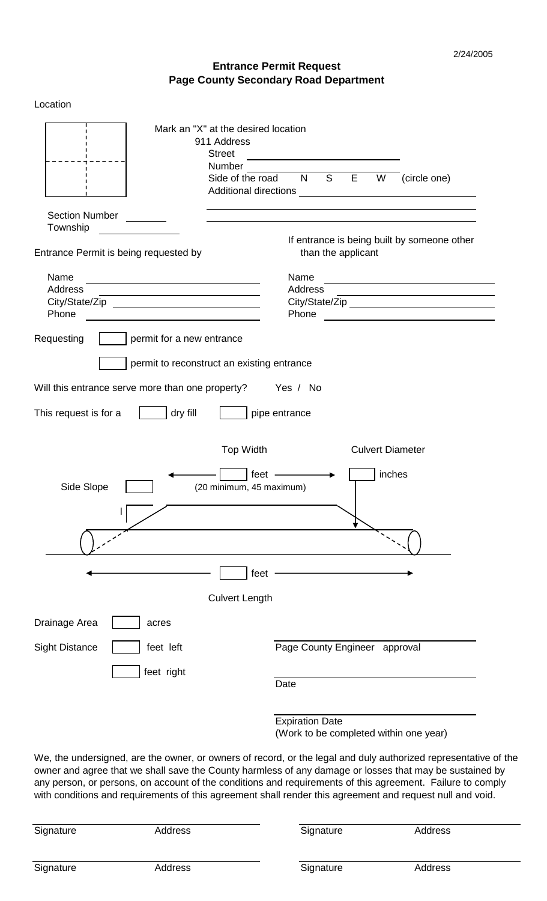2/24/2005

**Entrance Permit Request**
**Page County Secondary Road Department**

Location

Mark an "X" at the desired location

911 Address
Street ____________________
Number ____________________
Side of the road N S E W (circle one)
Additional directions ____________________

Section Number ______
Township ______

Entrance Permit is being requested by

Name ____________________
Address ____________________
City/State/Zip ____________________
Phone ____________________

If entrance is being built by someone other than the applicant

Name ____________________
Address ____________________
City/State/Zip ____________________
Phone ____________________

Requesting ☐ permit for a new entrance

☐ permit to reconstruct an existing entrance

Will this entrance serve more than one property? Yes / No

This request is for a ☐ dry fill ☐ pipe entrance

Top Width

☐ feet
(20 minimum, 45 maximum)

Culvert Diameter

☐ inches

Side Slope ☐

☐ feet

Culvert Length

Drainage Area ☐ acres

Sight Distance ☐ feet left

☐ feet right

Page County Engineer approval ____________________

Date ____________________

Expiration Date ____________________
(Work to be completed within one year)

We, the undersigned, are the owner, or owners of record, or the legal and duly authorized representative of the owner and agree that we shall save the County harmless of any damage or losses that may be sustained by any person, or persons, on account of the conditions and requirements of this agreement. Failure to comply with conditions and requirements of this agreement shall render this agreement and request null and void.

| | | | |
|---|---|---|---|
| Signature | Address | Signature | Address |
| Signature | Address | Signature | Address |